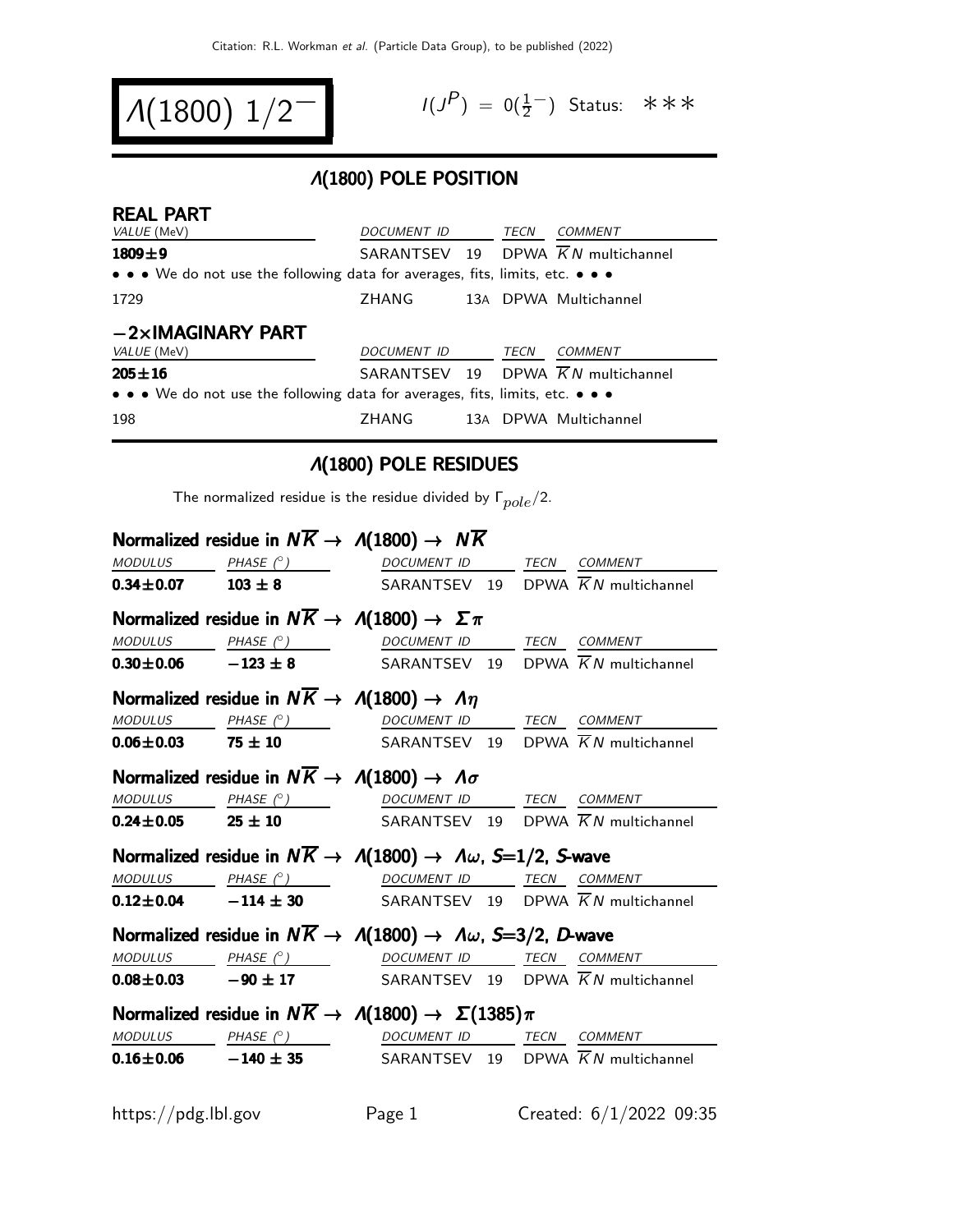# $\Lambda(1800)\ 1/2^-$

$I(J^P) = 0(\frac{1}{2}^-)$ Status: ∗∗∗

## $\Lambda(1800)$ POLE POSITION

### REAL PART

| VALUE (MeV) | DOCUMENT ID | | TECN | COMMENT |
|---|---|---|---|---|
| **1809±9** | SARANTSEV | 19 | DPWA | $\overline{K}N$ multichannel |
| • • • We do not use the following data for averages, fits, limits, etc. • • • | | | | |
| 1729 | ZHANG | 13A | DPWA | Multichannel |

### −2×IMAGINARY PART

| VALUE (MeV) | DOCUMENT ID | | TECN | COMMENT |
|---|---|---|---|---|
| **205±16** | SARANTSEV | 19 | DPWA | $\overline{K}N$ multichannel |
| • • • We do not use the following data for averages, fits, limits, etc. • • • | | | | |
| 198 | ZHANG | 13A | DPWA | Multichannel |

## $\Lambda(1800)$ POLE RESIDUES

The normalized residue is the residue divided by $\Gamma_{pole}/2$.

### Normalized residue in $N\overline{K} \rightarrow \Lambda(1800) \rightarrow N\overline{K}$

| MODULUS | PHASE (°) | DOCUMENT ID | | TECN | COMMENT |
|---|---|---|---|---|---|
| **0.34±0.07** | **103 ± 8** | SARANTSEV | 19 | DPWA | $\overline{K}N$ multichannel |

### Normalized residue in $N\overline{K} \rightarrow \Lambda(1800) \rightarrow \Sigma\pi$

| MODULUS | PHASE (°) | DOCUMENT ID | | TECN | COMMENT |
|---|---|---|---|---|---|
| **0.30±0.06** | **−123 ± 8** | SARANTSEV | 19 | DPWA | $\overline{K}N$ multichannel |

### Normalized residue in $N\overline{K} \rightarrow \Lambda(1800) \rightarrow \Lambda\eta$

| MODULUS | PHASE (°) | DOCUMENT ID | | TECN | COMMENT |
|---|---|---|---|---|---|
| **0.06±0.03** | **75 ± 10** | SARANTSEV | 19 | DPWA | $\overline{K}N$ multichannel |

### Normalized residue in $N\overline{K} \rightarrow \Lambda(1800) \rightarrow \Lambda\sigma$

| MODULUS | PHASE (°) | DOCUMENT ID | | TECN | COMMENT |
|---|---|---|---|---|---|
| **0.24±0.05** | **25 ± 10** | SARANTSEV | 19 | DPWA | $\overline{K}N$ multichannel |

### Normalized residue in $N\overline{K} \rightarrow \Lambda(1800) \rightarrow \Lambda\omega$, $S$=1/2, $S$-wave

| MODULUS | PHASE (°) | DOCUMENT ID | | TECN | COMMENT |
|---|---|---|---|---|---|
| **0.12±0.04** | **−114 ± 30** | SARANTSEV | 19 | DPWA | $\overline{K}N$ multichannel |

### Normalized residue in $N\overline{K} \rightarrow \Lambda(1800) \rightarrow \Lambda\omega$, $S$=3/2, $D$-wave

| MODULUS | PHASE (°) | DOCUMENT ID | | TECN | COMMENT |
|---|---|---|---|---|---|
| **0.08±0.03** | **−90 ± 17** | SARANTSEV | 19 | DPWA | $\overline{K}N$ multichannel |

### Normalized residue in $N\overline{K} \rightarrow \Lambda(1800) \rightarrow \Sigma(1385)\pi$

| MODULUS | PHASE (°) | DOCUMENT ID | | TECN | COMMENT |
|---|---|---|---|---|---|
| **0.16±0.06** | **−140 ± 35** | SARANTSEV | 19 | DPWA | $\overline{K}N$ multichannel |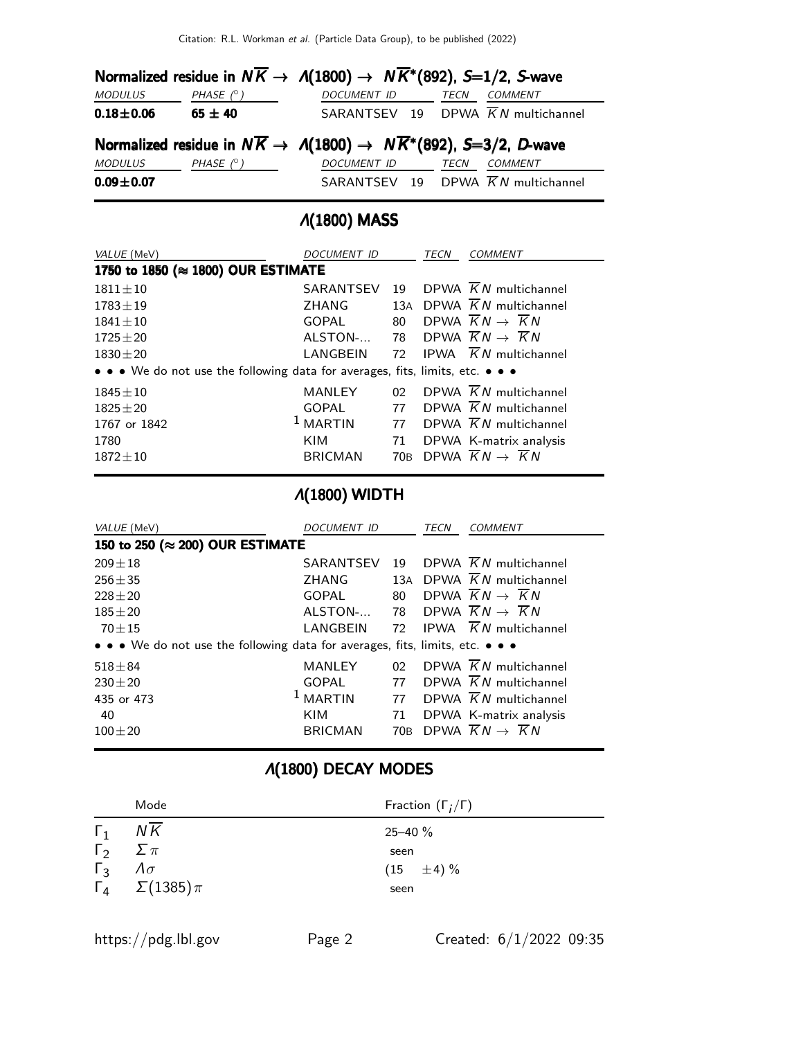### Normalized residue in $N\overline{K} \rightarrow \Lambda(1800) \rightarrow N\overline{K}^*(892)$, $S$=1/2, $S$-wave

| MODULUS | PHASE (°) | DOCUMENT ID | | TECN | COMMENT |
|---|---|---|---|---|---|
| **0.18±0.06** | **65 ± 40** | SARANTSEV | 19 | DPWA | $\overline{K}N$ multichannel |

### Normalized residue in $N\overline{K} \rightarrow \Lambda(1800) \rightarrow N\overline{K}^*(892)$, $S$=3/2, $D$-wave

| MODULUS | PHASE (°) | DOCUMENT ID | | TECN | COMMENT |
|---|---|---|---|---|---|
| **0.09±0.07** | | SARANTSEV | 19 | DPWA | $\overline{K}N$ multichannel |

## Λ(1800) MASS

| VALUE (MeV) | DOCUMENT ID | | TECN | COMMENT |
|---|---|---|---|---|
| **1750 to 1850 (≈ 1800) OUR ESTIMATE** | | | | |
| 1811±10 | SARANTSEV | 19 | DPWA | $\overline{K}N$ multichannel |
| 1783±19 | ZHANG | 13A | DPWA | $\overline{K}N$ multichannel |
| 1841±10 | GOPAL | 80 | DPWA | $\overline{K}N \rightarrow \overline{K}N$ |
| 1725±20 | ALSTON-... | 78 | DPWA | $\overline{K}N \rightarrow \overline{K}N$ |
| 1830±20 | LANGBEIN | 72 | IPWA | $\overline{K}N$ multichannel |
| • • • We do not use the following data for averages, fits, limits, etc. • • • | | | | |
| 1845±10 | MANLEY | 02 | DPWA | $\overline{K}N$ multichannel |
| 1825±20 | GOPAL | 77 | DPWA | $\overline{K}N$ multichannel |
| 1767 or 1842 | [1] MARTIN | 77 | DPWA | $\overline{K}N$ multichannel |
| 1780 | KIM | 71 | DPWA | K-matrix analysis |
| 1872±10 | BRICMAN | 70B | DPWA | $\overline{K}N \rightarrow \overline{K}N$ |

## Λ(1800) WIDTH

| VALUE (MeV) | DOCUMENT ID | | TECN | COMMENT |
|---|---|---|---|---|
| **150 to 250 (≈ 200) OUR ESTIMATE** | | | | |
| 209±18 | SARANTSEV | 19 | DPWA | $\overline{K}N$ multichannel |
| 256±35 | ZHANG | 13A | DPWA | $\overline{K}N$ multichannel |
| 228±20 | GOPAL | 80 | DPWA | $\overline{K}N \rightarrow \overline{K}N$ |
| 185±20 | ALSTON-... | 78 | DPWA | $\overline{K}N \rightarrow \overline{K}N$ |
| 70±15 | LANGBEIN | 72 | IPWA | $\overline{K}N$ multichannel |
| • • • We do not use the following data for averages, fits, limits, etc. • • • | | | | |
| 518±84 | MANLEY | 02 | DPWA | $\overline{K}N$ multichannel |
| 230±20 | GOPAL | 77 | DPWA | $\overline{K}N$ multichannel |
| 435 or 473 | [1] MARTIN | 77 | DPWA | $\overline{K}N$ multichannel |
| 40 | KIM | 71 | DPWA | K-matrix analysis |
| 100±20 | BRICMAN | 70B | DPWA | $\overline{K}N \rightarrow \overline{K}N$ |

## Λ(1800) DECAY MODES

| | Mode | Fraction ($\Gamma_i/\Gamma$) |
|---|---|---|
| $\Gamma_1$ | $N\overline{K}$ | 25–40 % |
| $\Gamma_2$ | $\Sigma\pi$ | seen |
| $\Gamma_3$ | $\Lambda\sigma$ | (15 ±4) % |
| $\Gamma_4$ | $\Sigma(1385)\pi$ | seen |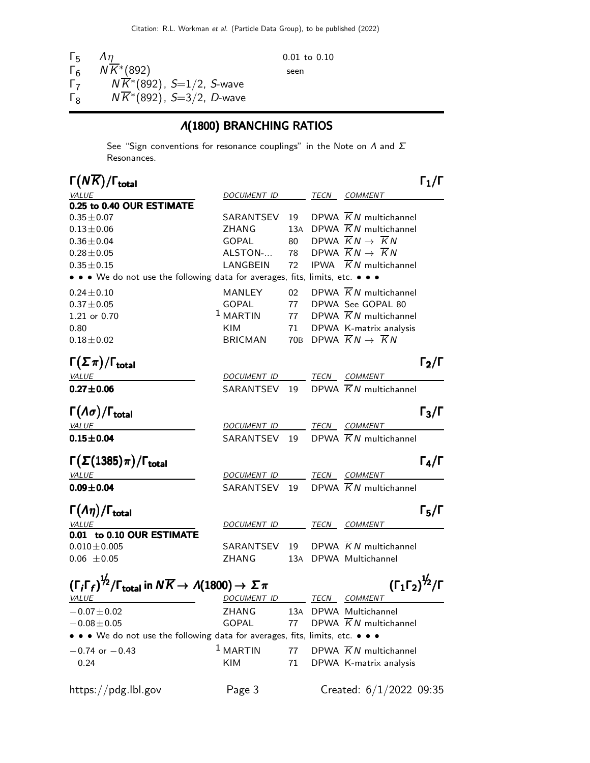| | | |
|---|---|---|
| $\Gamma_5$ | $\Lambda\eta$ | 0.01 to 0.10 |
| $\Gamma_6$ | $N\overline{K}^*(892)$ | seen |
| $\Gamma_7$ | $N\overline{K}^*(892)$, $S$=1/2, $S$-wave | |
| $\Gamma_8$ | $N\overline{K}^*(892)$, $S$=3/2, $D$-wave | |

## Λ(1800) BRANCHING RATIOS

See "Sign conventions for resonance couplings" in the Note on $\Lambda$ and $\Sigma$ Resonances.

### $\Gamma(N\overline{K})/\Gamma_{\text{total}}$ — $\Gamma_1/\Gamma$

| VALUE | DOCUMENT ID | | TECN | COMMENT |
|---|---|---|---|---|
| **0.25 to 0.40 OUR ESTIMATE** | | | | |
| 0.35±0.07 | SARANTSEV | 19 | DPWA | $\overline{K}N$ multichannel |
| 0.13±0.06 | ZHANG | 13A | DPWA | $\overline{K}N$ multichannel |
| 0.36±0.04 | GOPAL | 80 | DPWA | $\overline{K}N \to \overline{K}N$ |
| 0.28±0.05 | ALSTON-... | 78 | DPWA | $\overline{K}N \to \overline{K}N$ |
| 0.35±0.15 | LANGBEIN | 72 | IPWA | $\overline{K}N$ multichannel |
| • • • We do not use the following data for averages, fits, limits, etc. • • • | | | | |
| 0.24±0.10 | MANLEY | 02 | DPWA | $\overline{K}N$ multichannel |
| 0.37±0.05 | GOPAL | 77 | DPWA | See GOPAL 80 |
| 1.21 or 0.70 | [1] MARTIN | 77 | DPWA | $\overline{K}N$ multichannel |
| 0.80 | KIM | 71 | DPWA | K-matrix analysis |
| 0.18±0.02 | BRICMAN | 70B | DPWA | $\overline{K}N \to \overline{K}N$ |

### $\Gamma(\Sigma\pi)/\Gamma_{\text{total}}$ — $\Gamma_2/\Gamma$

| VALUE | DOCUMENT ID | | TECN | COMMENT |
|---|---|---|---|---|
| **0.27±0.06** | SARANTSEV | 19 | DPWA | $\overline{K}N$ multichannel |

### $\Gamma(\Lambda\sigma)/\Gamma_{\text{total}}$ — $\Gamma_3/\Gamma$

| VALUE | DOCUMENT ID | | TECN | COMMENT |
|---|---|---|---|---|
| **0.15±0.04** | SARANTSEV | 19 | DPWA | $\overline{K}N$ multichannel |

### $\Gamma(\Sigma(1385)\pi)/\Gamma_{\text{total}}$ — $\Gamma_4/\Gamma$

| VALUE | DOCUMENT ID | | TECN | COMMENT |
|---|---|---|---|---|
| **0.09±0.04** | SARANTSEV | 19 | DPWA | $\overline{K}N$ multichannel |

### $\Gamma(\Lambda\eta)/\Gamma_{\text{total}}$ — $\Gamma_5/\Gamma$

| VALUE | DOCUMENT ID | | TECN | COMMENT |
|---|---|---|---|---|
| **0.01 to 0.10 OUR ESTIMATE** | | | | |
| 0.010±0.005 | SARANTSEV | 19 | DPWA | $\overline{K}N$ multichannel |
| 0.06 ±0.05 | ZHANG | 13A | DPWA | Multichannel |

### $(\Gamma_i\Gamma_f)^{1/2}/\Gamma_{\text{total}}$ in $N\overline{K} \to \Lambda(1800) \to \Sigma\pi$ — $(\Gamma_1\Gamma_2)^{1/2}/\Gamma$

| VALUE | DOCUMENT ID | | TECN | COMMENT |
|---|---|---|---|---|
| −0.07±0.02 | ZHANG | 13A | DPWA | Multichannel |
| −0.08±0.05 | GOPAL | 77 | DPWA | $\overline{K}N$ multichannel |
| • • • We do not use the following data for averages, fits, limits, etc. • • • | | | | |
| −0.74 or −0.43 | [1] MARTIN | 77 | DPWA | $\overline{K}N$ multichannel |
| 0.24 | KIM | 71 | DPWA | K-matrix analysis |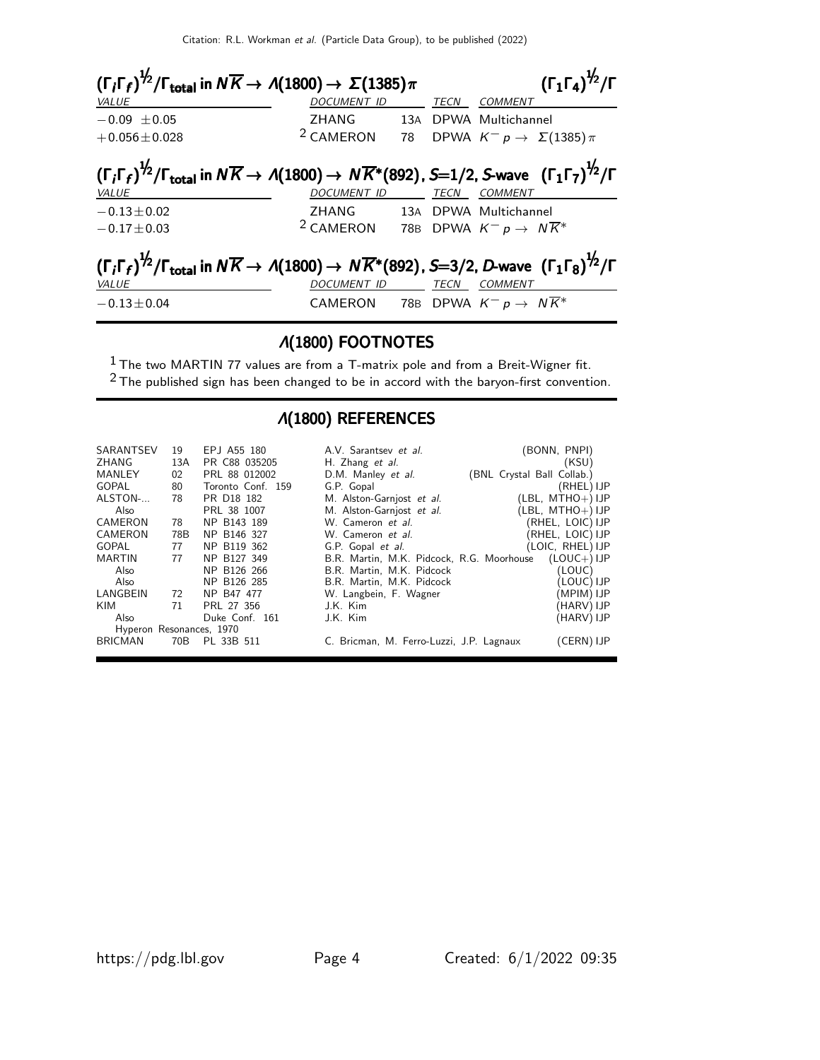Citation: R.L. Workman et al. (Particle Data Group), to be published (2022)

### $(\Gamma_i \Gamma_f)^{1/2}/\Gamma_{\text{total}}$ in $N\overline{K} \to \Lambda(1800) \to \Sigma(1385)\pi$ $\qquad (\Gamma_1\Gamma_4)^{1/2}/\Gamma$

| VALUE | DOCUMENT ID | | TECN | COMMENT |
|---|---|---|---|---|
| $-0.09 \pm 0.05$ | ZHANG | 13A | DPWA | Multichannel |
| $+0.056 \pm 0.028$ | [2] CAMERON | 78 | DPWA | $K^- p \to \Sigma(1385)\pi$ |

### $(\Gamma_i \Gamma_f)^{1/2}/\Gamma_{\text{total}}$ in $N\overline{K} \to \Lambda(1800) \to N\overline{K}^*(892)$, S=1/2, S-wave $\qquad (\Gamma_1\Gamma_7)^{1/2}/\Gamma$

| VALUE | DOCUMENT ID | | TECN | COMMENT |
|---|---|---|---|---|
| $-0.13 \pm 0.02$ | ZHANG | 13A | DPWA | Multichannel |
| $-0.17 \pm 0.03$ | [2] CAMERON | 78B | DPWA | $K^- p \to N\overline{K}^*$ |

### $(\Gamma_i \Gamma_f)^{1/2}/\Gamma_{\text{total}}$ in $N\overline{K} \to \Lambda(1800) \to N\overline{K}^*(892)$, S=3/2, D-wave $\qquad (\Gamma_1\Gamma_8)^{1/2}/\Gamma$

| VALUE | DOCUMENT ID | | TECN | COMMENT |
|---|---|---|---|---|
| $-0.13 \pm 0.04$ | CAMERON | 78B | DPWA | $K^- p \to N\overline{K}^*$ |

## $\Lambda(1800)$ FOOTNOTES

[1] The two MARTIN 77 values are from a T-matrix pole and from a Breit-Wigner fit.

[2] The published sign has been changed to be in accord with the baryon-first convention.

## $\Lambda(1800)$ REFERENCES

| | | | | |
|---|---|---|---|---|
| SARANTSEV | 19 | EPJ A55 180 | A.V. Sarantsev et al. | (BONN, PNPI) |
| ZHANG | 13A | PR C88 035205 | H. Zhang et al. | (KSU) |
| MANLEY | 02 | PRL 88 012002 | D.M. Manley et al. | (BNL Crystal Ball Collab.) |
| GOPAL | 80 | Toronto Conf. 159 | G.P. Gopal | (RHEL) IJP |
| ALSTON-... | 78 | PR D18 182 | M. Alston-Garnjost et al. | (LBL, MTHO+) IJP |
| Also | | PRL 38 1007 | M. Alston-Garnjost et al. | (LBL, MTHO+) IJP |
| CAMERON | 78 | NP B143 189 | W. Cameron et al. | (RHEL, LOIC) IJP |
| CAMERON | 78B | NP B146 327 | W. Cameron et al. | (RHEL, LOIC) IJP |
| GOPAL | 77 | NP B119 362 | G.P. Gopal et al. | (LOIC, RHEL) IJP |
| MARTIN | 77 | NP B127 349 | B.R. Martin, M.K. Pidcock, R.G. Moorhouse | (LOUC+) IJP |
| Also | | NP B126 266 | B.R. Martin, M.K. Pidcock | (LOUC) |
| Also | | NP B126 285 | B.R. Martin, M.K. Pidcock | (LOUC) IJP |
| LANGBEIN | 72 | NP B47 477 | W. Langbein, F. Wagner | (MPIM) IJP |
| KIM | 71 | PRL 27 356 | J.K. Kim | (HARV) IJP |
| Also | | Duke Conf. 161 | J.K. Kim | (HARV) IJP |
| Hyperon Resonances, 1970 | | | | |
| BRICMAN | 70B | PL 33B 511 | C. Bricman, M. Ferro-Luzzi, J.P. Lagnaux | (CERN) IJP |